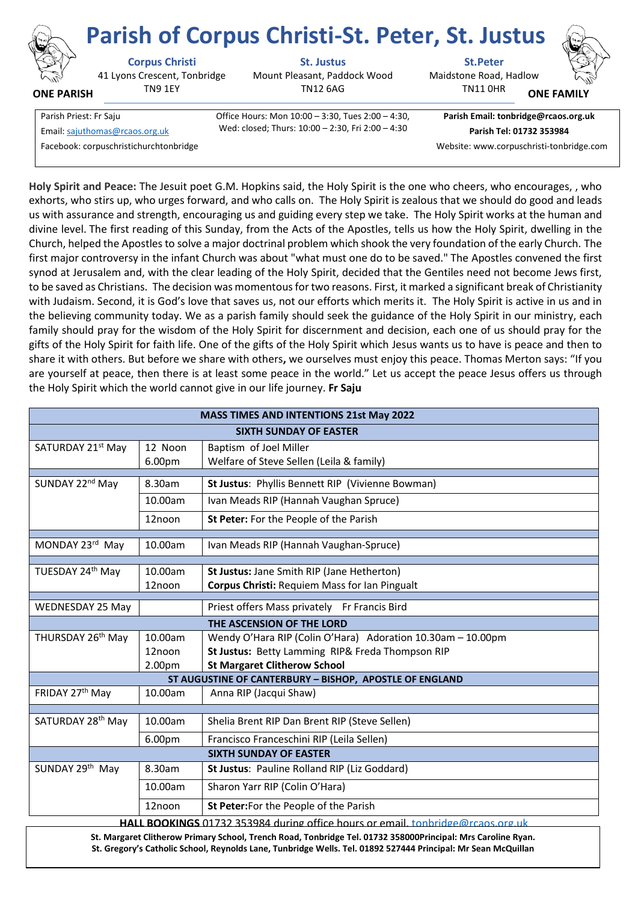# Parish of Corpus Christi-St. Peter, St. Justus

**ONE PARISH** — **ONE FAMILY**

| **Corpus Christi** | **St. Justus** | **St.Peter** |
|---|---|---|
| 41 Lyons Crescent, Tonbridge TN9 1EY | Mount Pleasant, Paddock Wood TN12 6AG | Maidstone Road, Hadlow TN11 0HR |

Parish Priest: Fr Saju
Email: sajuthomas@rcaos.org.uk
Facebook: corpuschristichurchtonbridge

Office Hours: Mon 10:00 – 3:30, Tues 2:00 – 4:30, Wed: closed; Thurs: 10:00 – 2:30, Fri 2:00 – 4:30

**Parish Email: tonbridge@rcaos.org.uk**
**Parish Tel: 01732 353984**
Website: www.corpuschristi-tonbridge.com

**Holy Spirit and Peace:** The Jesuit poet G.M. Hopkins said, the Holy Spirit is the one who cheers, who encourages, , who exhorts, who stirs up, who urges forward, and who calls on. The Holy Spirit is zealous that we should do good and leads us with assurance and strength, encouraging us and guiding every step we take. The Holy Spirit works at the human and divine level. The first reading of this Sunday, from the Acts of the Apostles, tells us how the Holy Spirit, dwelling in the Church, helped the Apostles to solve a major doctrinal problem which shook the very foundation of the early Church. The first major controversy in the infant Church was about "what must one do to be saved." The Apostles convened the first synod at Jerusalem and, with the clear leading of the Holy Spirit, decided that the Gentiles need not become Jews first, to be saved as Christians. The decision was momentous for two reasons. First, it marked a significant break of Christianity with Judaism. Second, it is God's love that saves us, not our efforts which merits it. The Holy Spirit is active in us and in the believing community today. We as a parish family should seek the guidance of the Holy Spirit in our ministry, each family should pray for the wisdom of the Holy Spirit for discernment and decision, each one of us should pray for the gifts of the Holy Spirit for faith life. One of the gifts of the Holy Spirit which Jesus wants us to have is peace and then to share it with others. But before we share with others**,** we ourselves must enjoy this peace. Thomas Merton says: "If you are yourself at peace, then there is at least some peace in the world." Let us accept the peace Jesus offers us through the Holy Spirit which the world cannot give in our life journey. **Fr Saju**

| **MASS TIMES AND INTENTIONS 21st May 2022** | | |
|---|---|---|
| **SIXTH SUNDAY OF EASTER** | | |
| SATURDAY 21st May | 12 Noon<br>6.00pm | Baptism of Joel Miller<br>Welfare of Steve Sellen (Leila & family) |
| SUNDAY 22nd May | 8.30am | **St Justus**: Phyllis Bennett RIP (Vivienne Bowman) |
| | 10.00am | Ivan Meads RIP (Hannah Vaughan Spruce) |
| | 12noon | **St Peter:** For the People of the Parish |
| MONDAY 23rd May | 10.00am | Ivan Meads RIP (Hannah Vaughan-Spruce) |
| TUESDAY 24th May | 10.00am<br>12noon | **St Justus:** Jane Smith RIP (Jane Hetherton)<br>**Corpus Christi:** Requiem Mass for Ian Pingualt |
| WEDNESDAY 25 May | | Priest offers Mass privately Fr Francis Bird |
| **THE ASCENSION OF THE LORD** | | |
| THURSDAY 26th May | 10.00am<br>12noon<br>2.00pm | Wendy O'Hara RIP (Colin O'Hara) Adoration 10.30am – 10.00pm<br>**St Justus:** Betty Lamming RIP& Freda Thompson RIP<br>**St Margaret Clitherow School** |
| **ST AUGUSTINE OF CANTERBURY – BISHOP, APOSTLE OF ENGLAND** | | |
| FRIDAY 27th May | 10.00am | Anna RIP (Jacqui Shaw) |
| SATURDAY 28th May | 10.00am | Shelia Brent RIP Dan Brent RIP (Steve Sellen) |
| | 6.00pm | Francisco Franceschini RIP (Leila Sellen) |
| **SIXTH SUNDAY OF EASTER** | | |
| SUNDAY 29th May | 8.30am | **St Justus**: Pauline Rolland RIP (Liz Goddard) |
| | 10.00am | Sharon Yarr RIP (Colin O'Hara) |
| | 12noon | **St Peter:**For the People of the Parish |

**HALL BOOKINGS** 01732 353984 during office hours or email. tonbridge@rcaos.org.uk

**St. Margaret Clitherow Primary School, Trench Road, Tonbridge Tel. 01732 358000Principal: Mrs Caroline Ryan.**
**St. Gregory's Catholic School, Reynolds Lane, Tunbridge Wells. Tel. 01892 527444 Principal: Mr Sean McQuillan**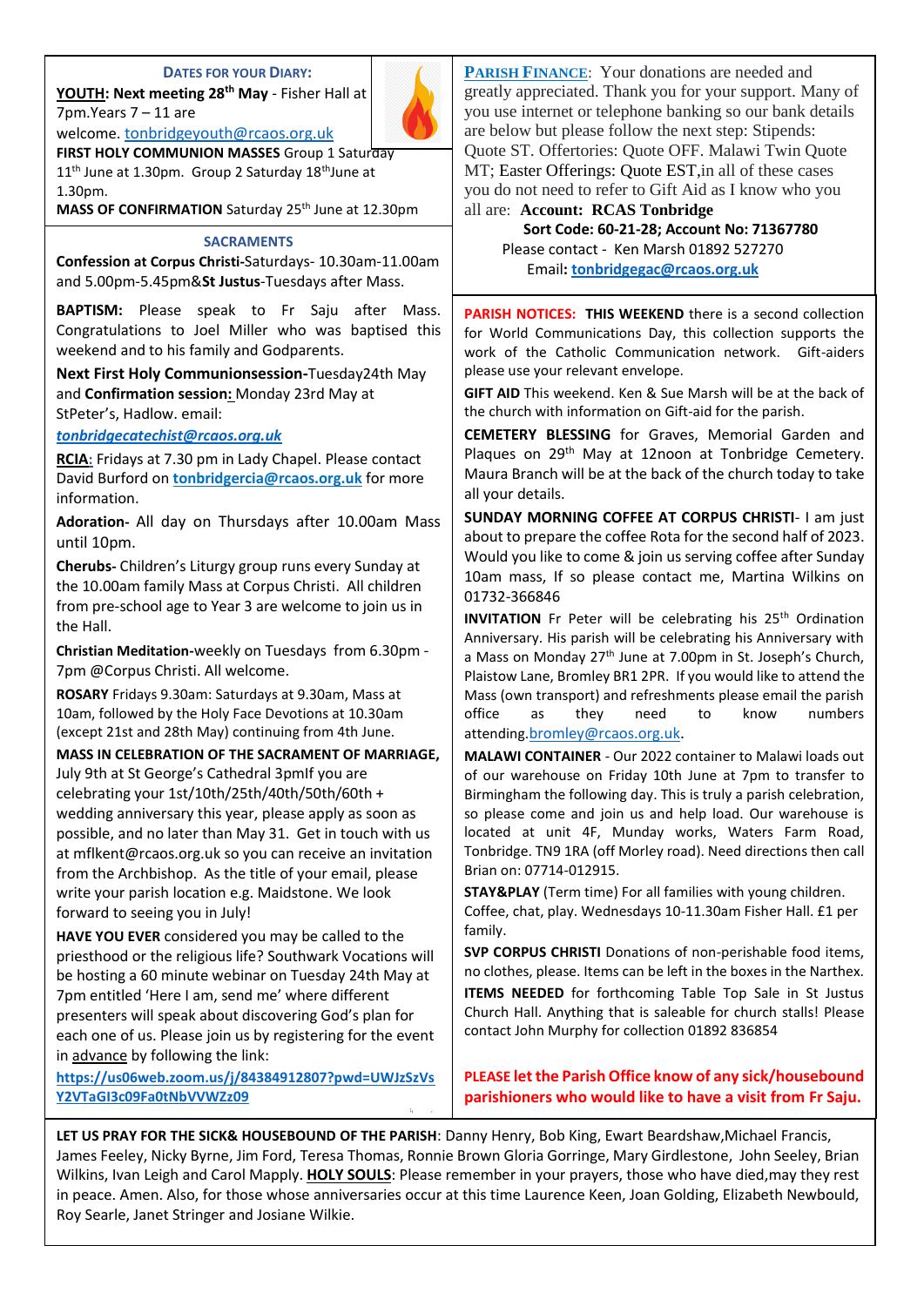### DATES FOR YOUR DIARY:

**YOUTH: Next meeting 28th May** - Fisher Hall at 7pm.Years 7 – 11 are welcome. tonbridgeyouth@rcaos.org.uk

**FIRST HOLY COMMUNION MASSES** Group 1 Saturday 11th June at 1.30pm. Group 2 Saturday 18thJune at 1.30pm.

**MASS OF CONFIRMATION** Saturday 25th June at 12.30pm

### SACRAMENTS

**Confession at Corpus Christi**-Saturdays- 10.30am-11.00am and 5.00pm-5.45pm&**St Justus**-Tuesdays after Mass.

**BAPTISM:** Please speak to Fr Saju after Mass. Congratulations to Joel Miller who was baptised this weekend and to his family and Godparents.

**Next First Holy Communionsession**-Tuesday24th May and **Confirmation session:** Monday 23rd May at StPeter's, Hadlow. email: ***tonbridgecatechist@rcaos.org.uk***

**RCIA:** Fridays at 7.30 pm in Lady Chapel. Please contact David Burford on **tonbridgercia@rcaos.org.uk** for more information.

**Adoration-** All day on Thursdays after 10.00am Mass until 10pm.

**Cherubs-** Children's Liturgy group runs every Sunday at the 10.00am family Mass at Corpus Christi. All children from pre-school age to Year 3 are welcome to join us in the Hall.

**Christian Meditation**-weekly on Tuesdays from 6.30pm - 7pm @Corpus Christi. All welcome.

**ROSARY** Fridays 9.30am: Saturdays at 9.30am, Mass at 10am, followed by the Holy Face Devotions at 10.30am (except 21st and 28th May) continuing from 4th June.

**MASS IN CELEBRATION OF THE SACRAMENT OF MARRIAGE,** July 9th at St George's Cathedral 3pmIf you are celebrating your 1st/10th/25th/40th/50th/60th + wedding anniversary this year, please apply as soon as possible, and no later than May 31. Get in touch with us at mflkent@rcaos.org.uk so you can receive an invitation from the Archbishop. As the title of your email, please write your parish location e.g. Maidstone. We look forward to seeing you in July!

**HAVE YOU EVER** considered you may be called to the priesthood or the religious life? Southwark Vocations will be hosting a 60 minute webinar on Tuesday 24th May at 7pm entitled 'Here I am, send me' where different presenters will speak about discovering God's plan for each one of us. Please join us by registering for the event in advance by following the link:

**https://us06web.zoom.us/j/84384912807?pwd=UWJzSzVsY2VTaGI3c09Fa0tNbVVWZz09**

**PARISH FINANCE**: Your donations are needed and greatly appreciated. Thank you for your support. Many of you use internet or telephone banking so our bank details are below but please follow the next step: Stipends: Quote ST. Offertories: Quote OFF. Malawi Twin Quote MT; Easter Offerings: Quote EST,in all of these cases you do not need to refer to Gift Aid as I know who you all are: **Account: RCAS Tonbridge**

**Sort Code: 60-21-28; Account No: 71367780**

Please contact - Ken Marsh 01892 527270

Email**: tonbridgegac@rcaos.org.uk**

**PARISH NOTICES: THIS WEEKEND** there is a second collection for World Communications Day, this collection supports the work of the Catholic Communication network. Gift-aiders please use your relevant envelope.

**GIFT AID** This weekend. Ken & Sue Marsh will be at the back of the church with information on Gift-aid for the parish.

**CEMETERY BLESSING** for Graves, Memorial Garden and Plaques on 29th May at 12noon at Tonbridge Cemetery. Maura Branch will be at the back of the church today to take all your details.

**SUNDAY MORNING COFFEE AT CORPUS CHRISTI**- I am just about to prepare the coffee Rota for the second half of 2023. Would you like to come & join us serving coffee after Sunday 10am mass, If so please contact me, Martina Wilkins on 01732-366846

**INVITATION** Fr Peter will be celebrating his 25th Ordination Anniversary. His parish will be celebrating his Anniversary with a Mass on Monday 27th June at 7.00pm in St. Joseph's Church, Plaistow Lane, Bromley BR1 2PR. If you would like to attend the Mass (own transport) and refreshments please email the parish office as they need to know numbers attending.bromley@rcaos.org.uk.

**MALAWI CONTAINER** - Our 2022 container to Malawi loads out of our warehouse on Friday 10th June at 7pm to transfer to Birmingham the following day. This is truly a parish celebration, so please come and join us and help load. Our warehouse is located at unit 4F, Munday works, Waters Farm Road, Tonbridge. TN9 1RA (off Morley road). Need directions then call Brian on: 07714-012915.

**STAY&PLAY** (Term time) For all families with young children. Coffee, chat, play. Wednesdays 10-11.30am Fisher Hall. £1 per family.

**SVP CORPUS CHRISTI** Donations of non-perishable food items, no clothes, please. Items can be left in the boxes in the Narthex.

**ITEMS NEEDED** for forthcoming Table Top Sale in St Justus Church Hall. Anything that is saleable for church stalls! Please contact John Murphy for collection 01892 836854

**PLEASE let the Parish Office know of any sick/housebound parishioners who would like to have a visit from Fr Saju.**

**LET US PRAY FOR THE SICK& HOUSEBOUND OF THE PARISH**: Danny Henry, Bob King, Ewart Beardshaw,Michael Francis, James Feeley, Nicky Byrne, Jim Ford, Teresa Thomas, Ronnie Brown Gloria Gorringe, Mary Girdlestone, John Seeley, Brian Wilkins, Ivan Leigh and Carol Mapply. **HOLY SOULS**: Please remember in your prayers, those who have died,may they rest in peace. Amen. Also, for those whose anniversaries occur at this time Laurence Keen, Joan Golding, Elizabeth Newbould, Roy Searle, Janet Stringer and Josiane Wilkie.